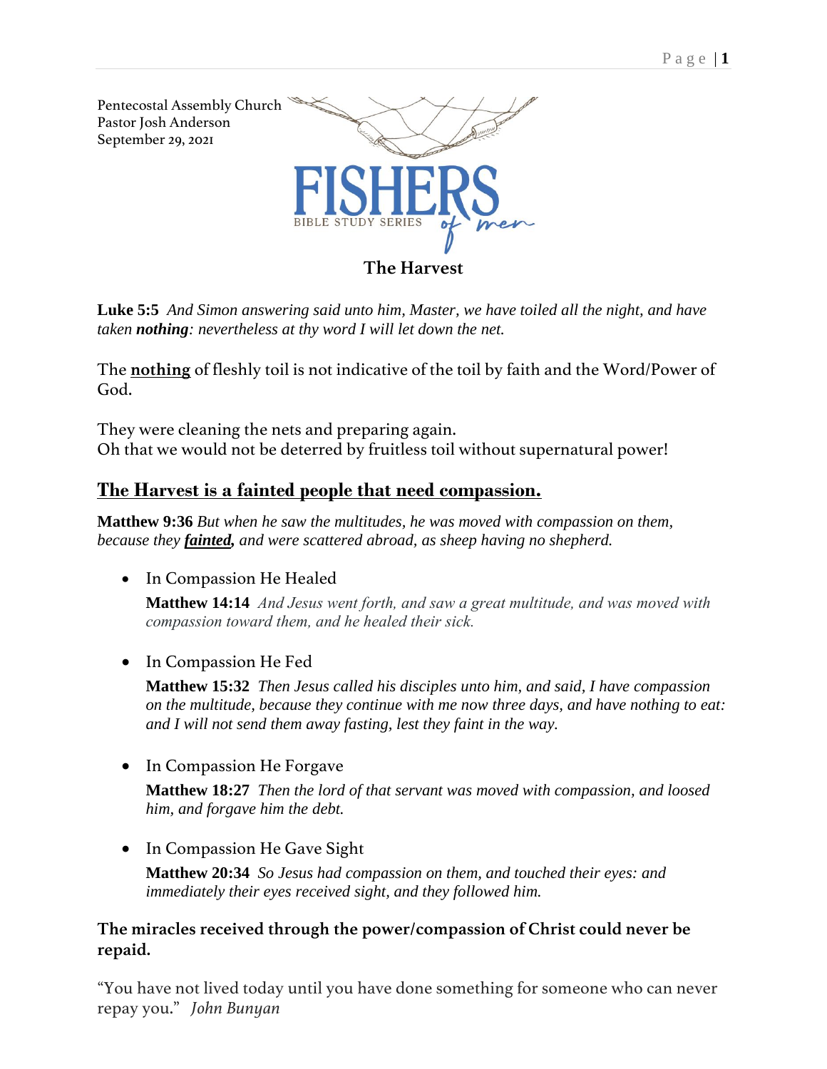Pentecostal Assembly Church
Pastor Josh Anderson
September 29, 2021

FISHERS of men
BIBLE STUDY SERIES

# The Harvest

**Luke 5:5** *And Simon answering said unto him, Master, we have toiled all the night, and have taken **nothing**: nevertheless at thy word I will let down the net.*

The **nothing** of fleshly toil is not indicative of the toil by faith and the Word/Power of God.

They were cleaning the nets and preparing again.
Oh that we would not be deterred by fruitless toil without supernatural power!

## The Harvest is a fainted people that need compassion.

**Matthew 9:36** *But when he saw the multitudes, he was moved with compassion on them, because they **fainted**, and were scattered abroad, as sheep having no shepherd.*

- In Compassion He Healed

  **Matthew 14:14** *And Jesus went forth, and saw a great multitude, and was moved with compassion toward them, and he healed their sick.*

- In Compassion He Fed

  **Matthew 15:32** *Then Jesus called his disciples unto him, and said, I have compassion on the multitude, because they continue with me now three days, and have nothing to eat: and I will not send them away fasting, lest they faint in the way.*

- In Compassion He Forgave

  **Matthew 18:27** *Then the lord of that servant was moved with compassion, and loosed him, and forgave him the debt.*

- In Compassion He Gave Sight

  **Matthew 20:34** *So Jesus had compassion on them, and touched their eyes: and immediately their eyes received sight, and they followed him.*

**The miracles received through the power/compassion of Christ could never be repaid.**

"You have not lived today until you have done something for someone who can never repay you." *John Bunyan*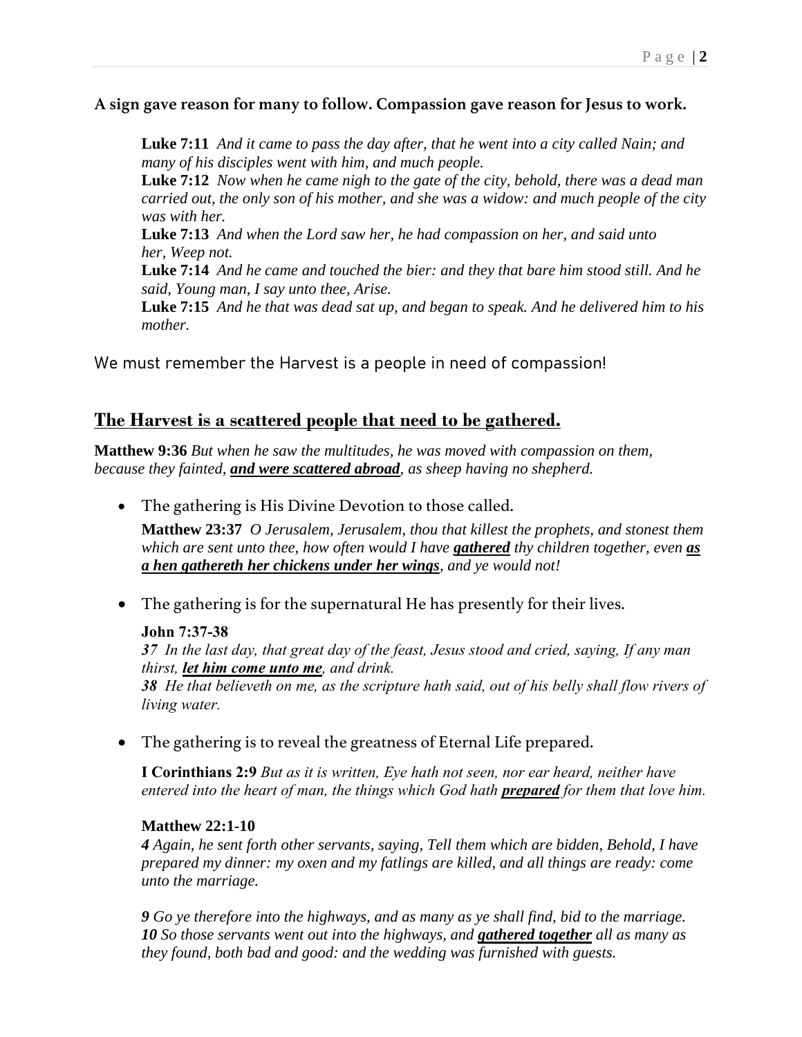**A sign gave reason for many to follow. Compassion gave reason for Jesus to work.**

> **Luke 7:11** *And it came to pass the day after, that he went into a city called Nain; and many of his disciples went with him, and much people.*
> **Luke 7:12** *Now when he came nigh to the gate of the city, behold, there was a dead man carried out, the only son of his mother, and she was a widow: and much people of the city was with her.*
> **Luke 7:13** *And when the Lord saw her, he had compassion on her, and said unto her, Weep not.*
> **Luke 7:14** *And he came and touched the bier: and they that bare him stood still. And he said, Young man, I say unto thee, Arise.*
> **Luke 7:15** *And he that was dead sat up, and began to speak. And he delivered him to his mother.*

We must remember the Harvest is a people in need of compassion!

## <u>The Harvest is a scattered people that need to be gathered.</u>

**Matthew 9:36** *But when he saw the multitudes, he was moved with compassion on them, because they fainted, **<u>and were scattered abroad</u>**, as sheep having no shepherd.*

- The gathering is His Divine Devotion to those called.

  **Matthew 23:37** *O Jerusalem, Jerusalem, thou that killest the prophets, and stonest them which are sent unto thee, how often would I have **<u>gathered</u>** thy children together, even **<u>as a hen gathereth her chickens under her wings</u>**, and ye would not!*

- The gathering is for the supernatural He has presently for their lives.

  **John 7:37-38**
  ***37*** *In the last day, that great day of the feast, Jesus stood and cried, saying, If any man thirst, **<u>let him come unto me</u>**, and drink.*
  ***38*** *He that believeth on me, as the scripture hath said, out of his belly shall flow rivers of living water.*

- The gathering is to reveal the greatness of Eternal Life prepared.

  **I Corinthians 2:9** *But as it is written, Eye hath not seen, nor ear heard, neither have entered into the heart of man, the things which God hath **<u>prepared</u>** for them that love him.*

  **Matthew 22:1-10**
  ***4*** *Again, he sent forth other servants, saying, Tell them which are bidden, Behold, I have prepared my dinner: my oxen and my fatlings are killed, and all things are ready: come unto the marriage.*

  ***9*** *Go ye therefore into the highways, and as many as ye shall find, bid to the marriage.*
  ***10*** *So those servants went out into the highways, and **<u>gathered together</u>** all as many as they found, both bad and good: and the wedding was furnished with guests.*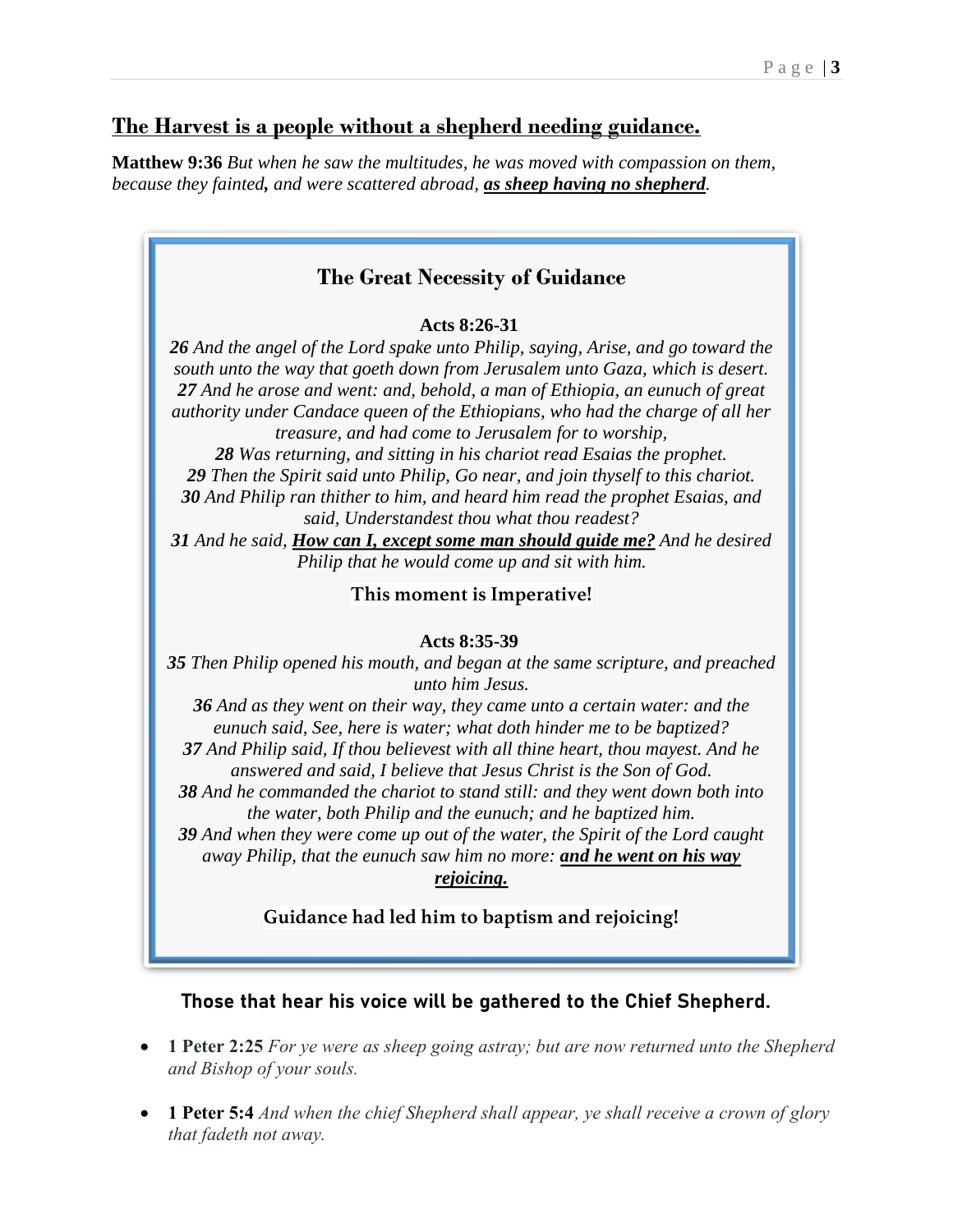## The Harvest is a people without a shepherd needing guidance.

**Matthew 9:36** *But when he saw the multitudes, he was moved with compassion on them, because they fainted, and were scattered abroad,* ***as sheep having no shepherd****.*

### The Great Necessity of Guidance

**Acts 8:26-31**

***26*** *And the angel of the Lord spake unto Philip, saying, Arise, and go toward the south unto the way that goeth down from Jerusalem unto Gaza, which is desert.*
***27*** *And he arose and went: and, behold, a man of Ethiopia, an eunuch of great authority under Candace queen of the Ethiopians, who had the charge of all her treasure, and had come to Jerusalem for to worship,*
***28*** *Was returning, and sitting in his chariot read Esaias the prophet.*
***29*** *Then the Spirit said unto Philip, Go near, and join thyself to this chariot.*
***30*** *And Philip ran thither to him, and heard him read the prophet Esaias, and said, Understandest thou what thou readest?*
***31*** *And he said,* ***How can I, except some man should guide me?*** *And he desired Philip that he would come up and sit with him.*

**This moment is Imperative!**

**Acts 8:35-39**

***35*** *Then Philip opened his mouth, and began at the same scripture, and preached unto him Jesus.*
***36*** *And as they went on their way, they came unto a certain water: and the eunuch said, See, here is water; what doth hinder me to be baptized?*
***37*** *And Philip said, If thou believest with all thine heart, thou mayest. And he answered and said, I believe that Jesus Christ is the Son of God.*
***38*** *And he commanded the chariot to stand still: and they went down both into the water, both Philip and the eunuch; and he baptized him.*
***39*** *And when they were come up out of the water, the Spirit of the Lord caught away Philip, that the eunuch saw him no more:* ***and he went on his way rejoicing.***

**Guidance had led him to baptism and rejoicing!**

**Those that hear his voice will be gathered to the Chief Shepherd.**

- **1 Peter 2:25** *For ye were as sheep going astray; but are now returned unto the Shepherd and Bishop of your souls.*
- **1 Peter 5:4** *And when the chief Shepherd shall appear, ye shall receive a crown of glory that fadeth not away.*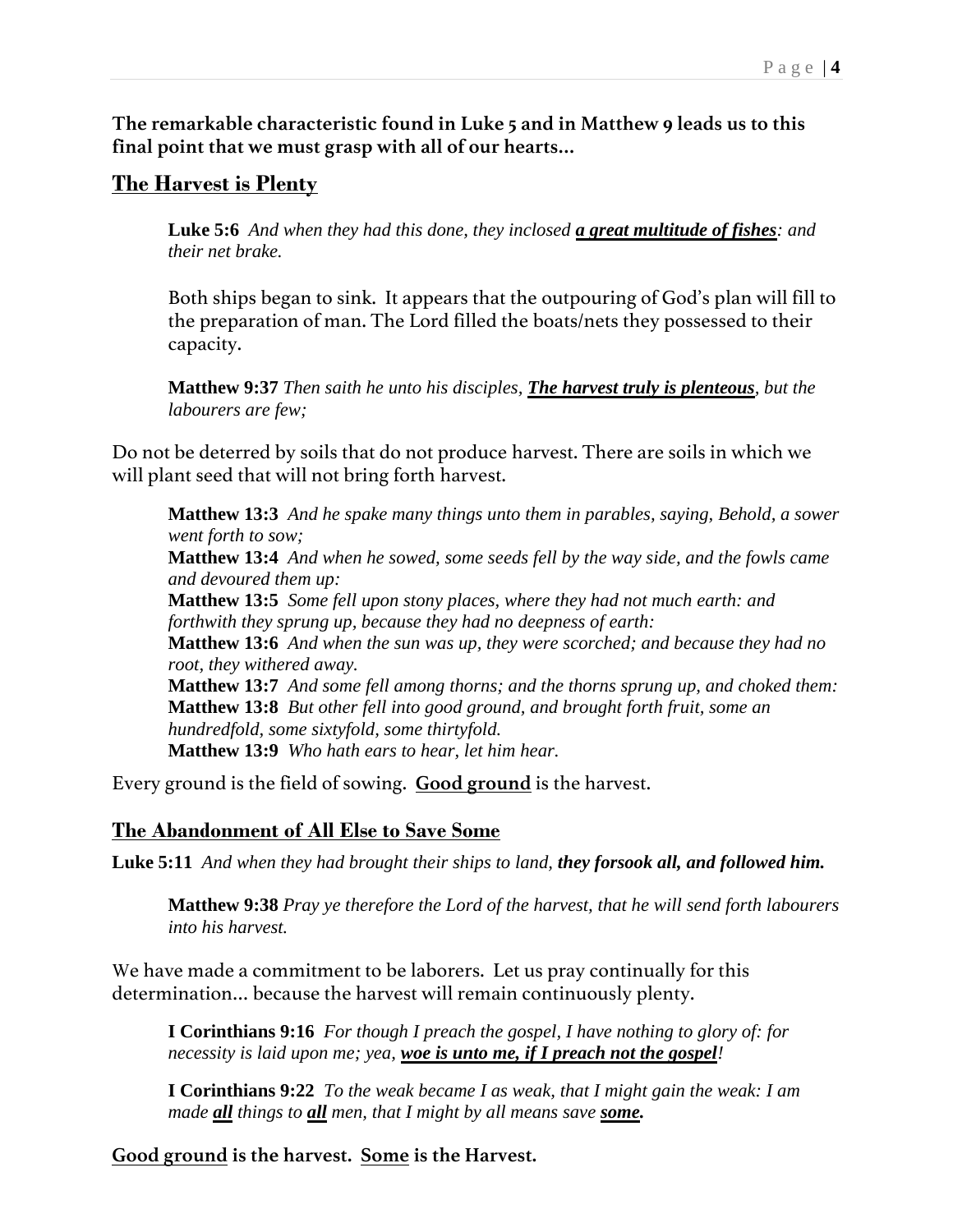**The remarkable characteristic found in Luke 5 and in Matthew 9 leads us to this final point that we must grasp with all of our hearts…**

## The Harvest is Plenty

> **Luke 5:6** *And when they had this done, they inclosed* ***a great multitude of fishes****: and their net brake.*
>
> Both ships began to sink. It appears that the outpouring of God's plan will fill to the preparation of man. The Lord filled the boats/nets they possessed to their capacity.
>
> **Matthew 9:37** *Then saith he unto his disciples,* ***The harvest truly is plenteous****, but the labourers are few;*

Do not be deterred by soils that do not produce harvest. There are soils in which we will plant seed that will not bring forth harvest.

> **Matthew 13:3** *And he spake many things unto them in parables, saying, Behold, a sower went forth to sow;*
> **Matthew 13:4** *And when he sowed, some seeds fell by the way side, and the fowls came and devoured them up:*
> **Matthew 13:5** *Some fell upon stony places, where they had not much earth: and forthwith they sprung up, because they had no deepness of earth:*
> **Matthew 13:6** *And when the sun was up, they were scorched; and because they had no root, they withered away.*
> **Matthew 13:7** *And some fell among thorns; and the thorns sprung up, and choked them:*
> **Matthew 13:8** *But other fell into good ground, and brought forth fruit, some an hundredfold, some sixtyfold, some thirtyfold.*
> **Matthew 13:9** *Who hath ears to hear, let him hear.*

Every ground is the field of sowing. **Good ground** is the harvest.

## The Abandonment of All Else to Save Some

**Luke 5:11** *And when they had brought their ships to land,* ***they forsook all, and followed him.***

> **Matthew 9:38** *Pray ye therefore the Lord of the harvest, that he will send forth labourers into his harvest.*

We have made a commitment to be laborers. Let us pray continually for this determination… because the harvest will remain continuously plenty.

> **I Corinthians 9:16** *For though I preach the gospel, I have nothing to glory of: for necessity is laid upon me; yea,* ***woe is unto me, if I preach not the gospel****!*
>
> **I Corinthians 9:22** *To the weak became I as weak, that I might gain the weak: I am made* ***all*** *things to* ***all*** *men, that I might by all means save* ***some.***

**Good ground is the harvest. Some is the Harvest.**